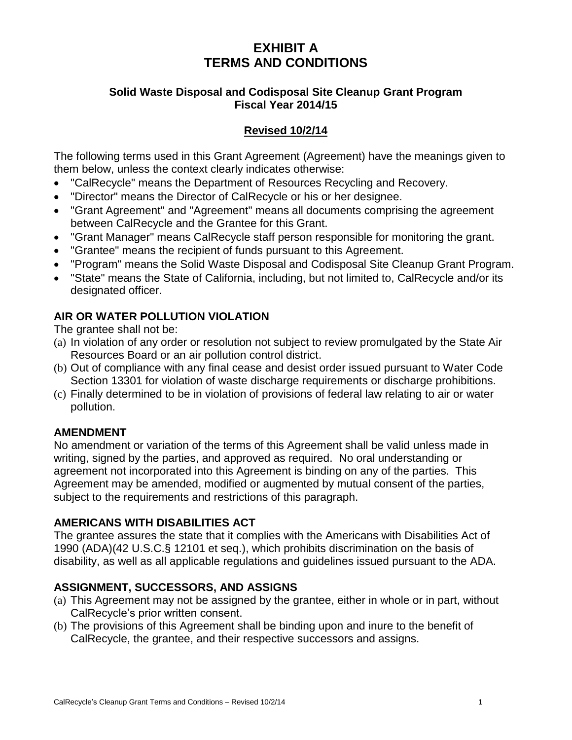# EXHIBIT A
# TERMS AND CONDITIONS

### Solid Waste Disposal and Codisposal Site Cleanup Grant Program
### Fiscal Year 2014/15

### Revised 10/2/14

The following terms used in this Grant Agreement (Agreement) have the meanings given to them below, unless the context clearly indicates otherwise:

- "CalRecycle" means the Department of Resources Recycling and Recovery.
- "Director" means the Director of CalRecycle or his or her designee.
- "Grant Agreement" and "Agreement" means all documents comprising the agreement between CalRecycle and the Grantee for this Grant.
- "Grant Manager" means CalRecycle staff person responsible for monitoring the grant.
- "Grantee" means the recipient of funds pursuant to this Agreement.
- "Program" means the Solid Waste Disposal and Codisposal Site Cleanup Grant Program.
- "State" means the State of California, including, but not limited to, CalRecycle and/or its designated officer.

### AIR OR WATER POLLUTION VIOLATION

The grantee shall not be:

(a) In violation of any order or resolution not subject to review promulgated by the State Air Resources Board or an air pollution control district.
(b) Out of compliance with any final cease and desist order issued pursuant to Water Code Section 13301 for violation of waste discharge requirements or discharge prohibitions.
(c) Finally determined to be in violation of provisions of federal law relating to air or water pollution.

### AMENDMENT

No amendment or variation of the terms of this Agreement shall be valid unless made in writing, signed by the parties, and approved as required. No oral understanding or agreement not incorporated into this Agreement is binding on any of the parties. This Agreement may be amended, modified or augmented by mutual consent of the parties, subject to the requirements and restrictions of this paragraph.

### AMERICANS WITH DISABILITIES ACT

The grantee assures the state that it complies with the Americans with Disabilities Act of 1990 (ADA)(42 U.S.C.§ 12101 et seq.), which prohibits discrimination on the basis of disability, as well as all applicable regulations and guidelines issued pursuant to the ADA.

### ASSIGNMENT, SUCCESSORS, AND ASSIGNS

(a) This Agreement may not be assigned by the grantee, either in whole or in part, without CalRecycle's prior written consent.
(b) The provisions of this Agreement shall be binding upon and inure to the benefit of CalRecycle, the grantee, and their respective successors and assigns.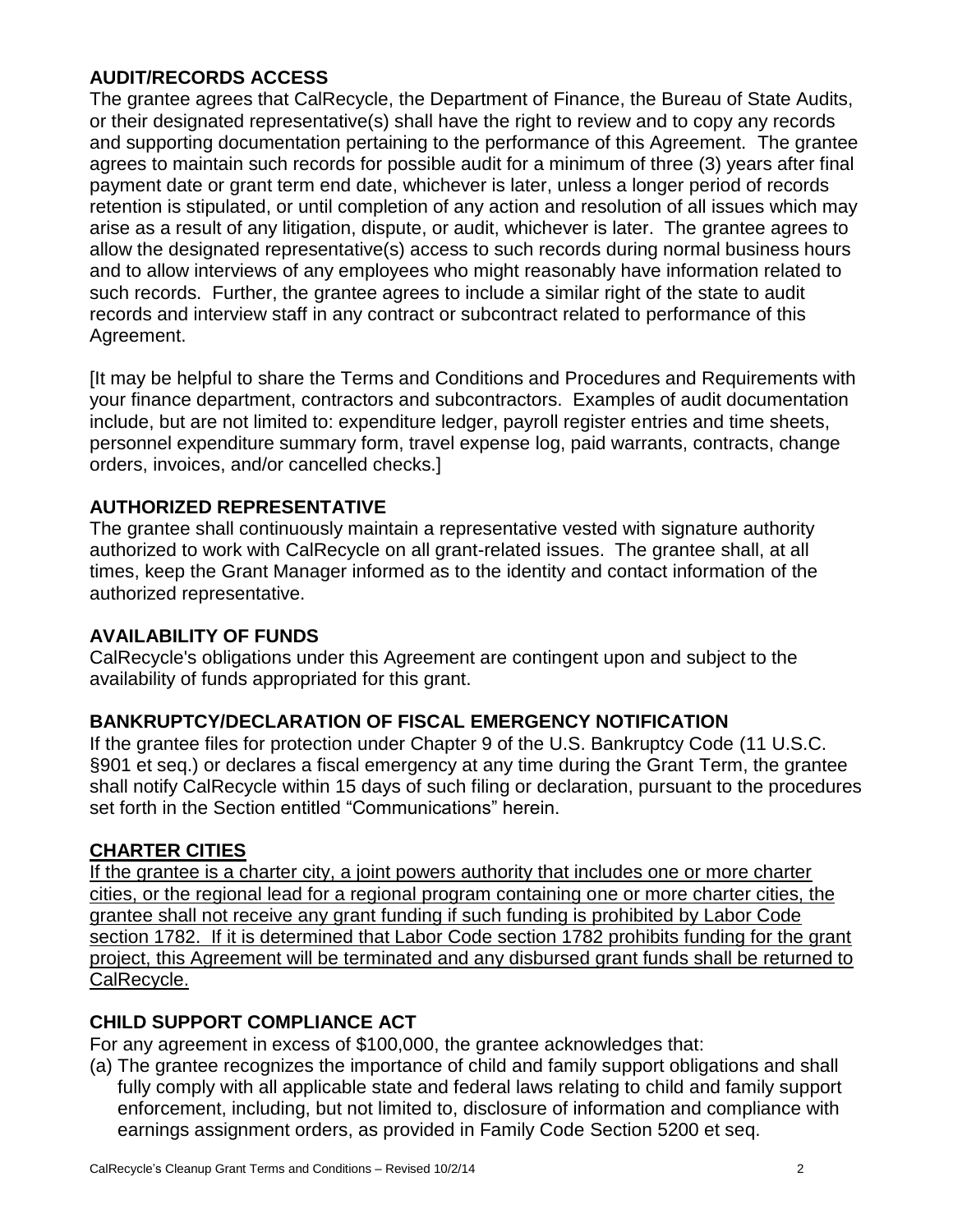**AUDIT/RECORDS ACCESS**

The grantee agrees that CalRecycle, the Department of Finance, the Bureau of State Audits, or their designated representative(s) shall have the right to review and to copy any records and supporting documentation pertaining to the performance of this Agreement. The grantee agrees to maintain such records for possible audit for a minimum of three (3) years after final payment date or grant term end date, whichever is later, unless a longer period of records retention is stipulated, or until completion of any action and resolution of all issues which may arise as a result of any litigation, dispute, or audit, whichever is later. The grantee agrees to allow the designated representative(s) access to such records during normal business hours and to allow interviews of any employees who might reasonably have information related to such records. Further, the grantee agrees to include a similar right of the state to audit records and interview staff in any contract or subcontract related to performance of this Agreement.

[It may be helpful to share the Terms and Conditions and Procedures and Requirements with your finance department, contractors and subcontractors. Examples of audit documentation include, but are not limited to: expenditure ledger, payroll register entries and time sheets, personnel expenditure summary form, travel expense log, paid warrants, contracts, change orders, invoices, and/or cancelled checks.]

**AUTHORIZED REPRESENTATIVE**

The grantee shall continuously maintain a representative vested with signature authority authorized to work with CalRecycle on all grant-related issues. The grantee shall, at all times, keep the Grant Manager informed as to the identity and contact information of the authorized representative.

**AVAILABILITY OF FUNDS**

CalRecycle's obligations under this Agreement are contingent upon and subject to the availability of funds appropriated for this grant.

**BANKRUPTCY/DECLARATION OF FISCAL EMERGENCY NOTIFICATION**

If the grantee files for protection under Chapter 9 of the U.S. Bankruptcy Code (11 U.S.C. §901 et seq.) or declares a fiscal emergency at any time during the Grant Term, the grantee shall notify CalRecycle within 15 days of such filing or declaration, pursuant to the procedures set forth in the Section entitled "Communications" herein.

<u>**CHARTER CITIES**</u>

<u>If the grantee is a charter city, a joint powers authority that includes one or more charter cities, or the regional lead for a regional program containing one or more charter cities, the grantee shall not receive any grant funding if such funding is prohibited by Labor Code section 1782. If it is determined that Labor Code section 1782 prohibits funding for the grant project, this Agreement will be terminated and any disbursed grant funds shall be returned to CalRecycle.</u>

**CHILD SUPPORT COMPLIANCE ACT**

For any agreement in excess of $100,000, the grantee acknowledges that:

(a) The grantee recognizes the importance of child and family support obligations and shall fully comply with all applicable state and federal laws relating to child and family support enforcement, including, but not limited to, disclosure of information and compliance with earnings assignment orders, as provided in Family Code Section 5200 et seq.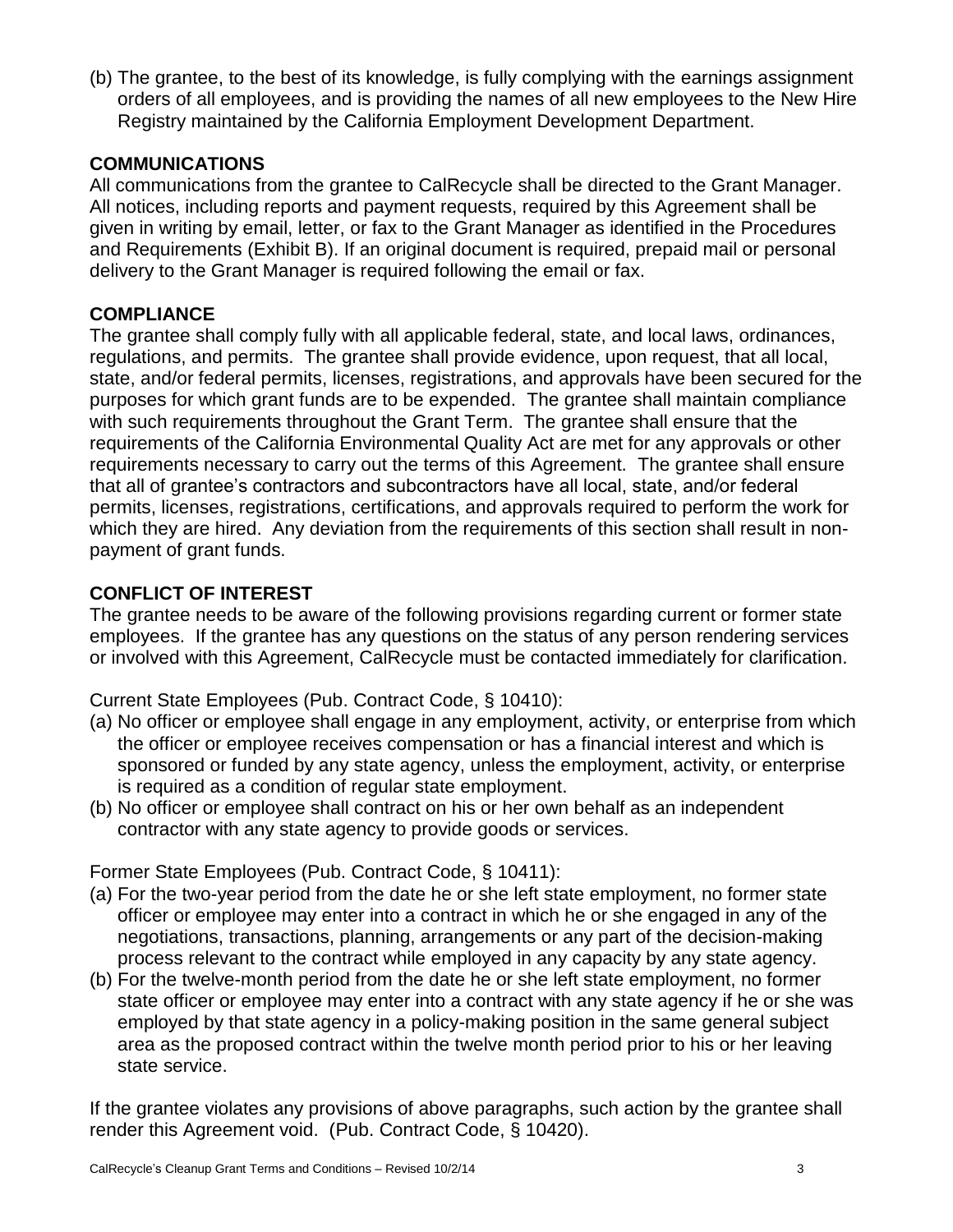(b) The grantee, to the best of its knowledge, is fully complying with the earnings assignment orders of all employees, and is providing the names of all new employees to the New Hire Registry maintained by the California Employment Development Department.

## COMMUNICATIONS

All communications from the grantee to CalRecycle shall be directed to the Grant Manager. All notices, including reports and payment requests, required by this Agreement shall be given in writing by email, letter, or fax to the Grant Manager as identified in the Procedures and Requirements (Exhibit B). If an original document is required, prepaid mail or personal delivery to the Grant Manager is required following the email or fax.

## COMPLIANCE

The grantee shall comply fully with all applicable federal, state, and local laws, ordinances, regulations, and permits. The grantee shall provide evidence, upon request, that all local, state, and/or federal permits, licenses, registrations, and approvals have been secured for the purposes for which grant funds are to be expended. The grantee shall maintain compliance with such requirements throughout the Grant Term. The grantee shall ensure that the requirements of the California Environmental Quality Act are met for any approvals or other requirements necessary to carry out the terms of this Agreement. The grantee shall ensure that all of grantee's contractors and subcontractors have all local, state, and/or federal permits, licenses, registrations, certifications, and approvals required to perform the work for which they are hired. Any deviation from the requirements of this section shall result in non-payment of grant funds.

## CONFLICT OF INTEREST

The grantee needs to be aware of the following provisions regarding current or former state employees. If the grantee has any questions on the status of any person rendering services or involved with this Agreement, CalRecycle must be contacted immediately for clarification.

Current State Employees (Pub. Contract Code, § 10410):

(a) No officer or employee shall engage in any employment, activity, or enterprise from which the officer or employee receives compensation or has a financial interest and which is sponsored or funded by any state agency, unless the employment, activity, or enterprise is required as a condition of regular state employment.

(b) No officer or employee shall contract on his or her own behalf as an independent contractor with any state agency to provide goods or services.

Former State Employees (Pub. Contract Code, § 10411):

(a) For the two-year period from the date he or she left state employment, no former state officer or employee may enter into a contract in which he or she engaged in any of the negotiations, transactions, planning, arrangements or any part of the decision-making process relevant to the contract while employed in any capacity by any state agency.

(b) For the twelve-month period from the date he or she left state employment, no former state officer or employee may enter into a contract with any state agency if he or she was employed by that state agency in a policy-making position in the same general subject area as the proposed contract within the twelve month period prior to his or her leaving state service.

If the grantee violates any provisions of above paragraphs, such action by the grantee shall render this Agreement void. (Pub. Contract Code, § 10420).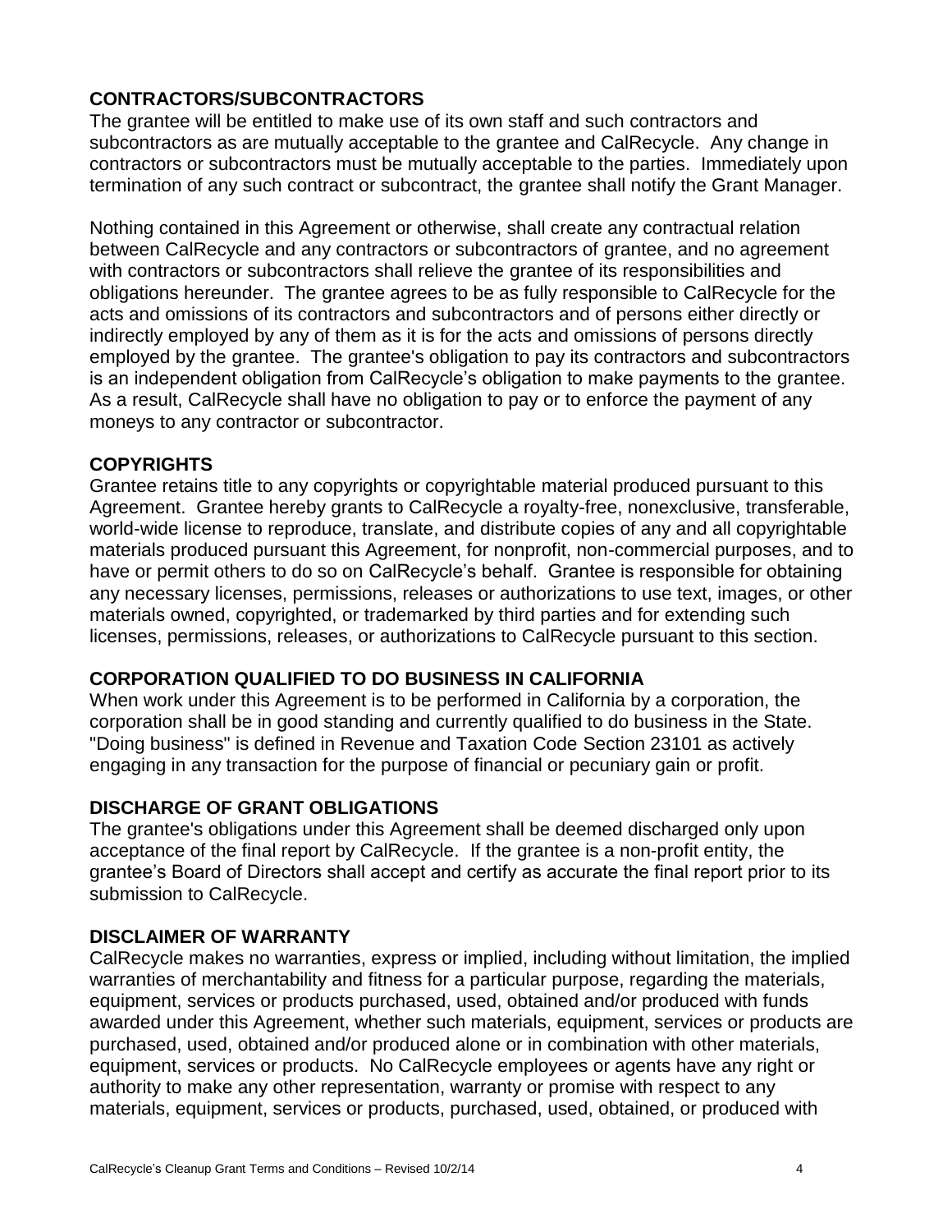## CONTRACTORS/SUBCONTRACTORS

The grantee will be entitled to make use of its own staff and such contractors and subcontractors as are mutually acceptable to the grantee and CalRecycle. Any change in contractors or subcontractors must be mutually acceptable to the parties. Immediately upon termination of any such contract or subcontract, the grantee shall notify the Grant Manager.

Nothing contained in this Agreement or otherwise, shall create any contractual relation between CalRecycle and any contractors or subcontractors of grantee, and no agreement with contractors or subcontractors shall relieve the grantee of its responsibilities and obligations hereunder. The grantee agrees to be as fully responsible to CalRecycle for the acts and omissions of its contractors and subcontractors and of persons either directly or indirectly employed by any of them as it is for the acts and omissions of persons directly employed by the grantee. The grantee's obligation to pay its contractors and subcontractors is an independent obligation from CalRecycle's obligation to make payments to the grantee. As a result, CalRecycle shall have no obligation to pay or to enforce the payment of any moneys to any contractor or subcontractor.

## COPYRIGHTS

Grantee retains title to any copyrights or copyrightable material produced pursuant to this Agreement. Grantee hereby grants to CalRecycle a royalty-free, nonexclusive, transferable, world-wide license to reproduce, translate, and distribute copies of any and all copyrightable materials produced pursuant this Agreement, for nonprofit, non-commercial purposes, and to have or permit others to do so on CalRecycle's behalf. Grantee is responsible for obtaining any necessary licenses, permissions, releases or authorizations to use text, images, or other materials owned, copyrighted, or trademarked by third parties and for extending such licenses, permissions, releases, or authorizations to CalRecycle pursuant to this section.

## CORPORATION QUALIFIED TO DO BUSINESS IN CALIFORNIA

When work under this Agreement is to be performed in California by a corporation, the corporation shall be in good standing and currently qualified to do business in the State. "Doing business" is defined in Revenue and Taxation Code Section 23101 as actively engaging in any transaction for the purpose of financial or pecuniary gain or profit.

## DISCHARGE OF GRANT OBLIGATIONS

The grantee's obligations under this Agreement shall be deemed discharged only upon acceptance of the final report by CalRecycle. If the grantee is a non-profit entity, the grantee's Board of Directors shall accept and certify as accurate the final report prior to its submission to CalRecycle.

## DISCLAIMER OF WARRANTY

CalRecycle makes no warranties, express or implied, including without limitation, the implied warranties of merchantability and fitness for a particular purpose, regarding the materials, equipment, services or products purchased, used, obtained and/or produced with funds awarded under this Agreement, whether such materials, equipment, services or products are purchased, used, obtained and/or produced alone or in combination with other materials, equipment, services or products. No CalRecycle employees or agents have any right or authority to make any other representation, warranty or promise with respect to any materials, equipment, services or products, purchased, used, obtained, or produced with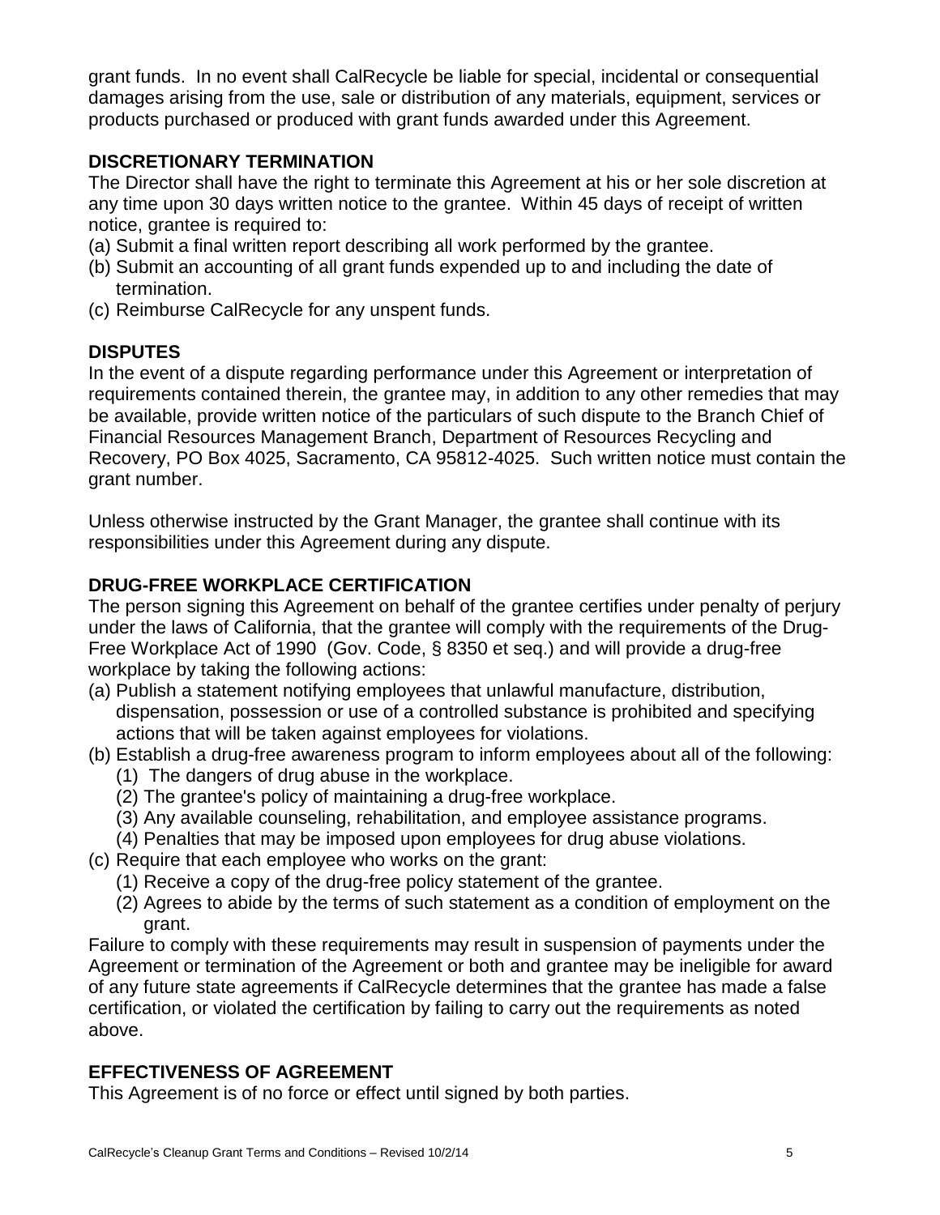grant funds. In no event shall CalRecycle be liable for special, incidental or consequential damages arising from the use, sale or distribution of any materials, equipment, services or products purchased or produced with grant funds awarded under this Agreement.

## DISCRETIONARY TERMINATION

The Director shall have the right to terminate this Agreement at his or her sole discretion at any time upon 30 days written notice to the grantee. Within 45 days of receipt of written notice, grantee is required to:

(a) Submit a final written report describing all work performed by the grantee.
(b) Submit an accounting of all grant funds expended up to and including the date of termination.
(c) Reimburse CalRecycle for any unspent funds.

## DISPUTES

In the event of a dispute regarding performance under this Agreement or interpretation of requirements contained therein, the grantee may, in addition to any other remedies that may be available, provide written notice of the particulars of such dispute to the Branch Chief of Financial Resources Management Branch, Department of Resources Recycling and Recovery, PO Box 4025, Sacramento, CA 95812-4025. Such written notice must contain the grant number.

Unless otherwise instructed by the Grant Manager, the grantee shall continue with its responsibilities under this Agreement during any dispute.

## DRUG-FREE WORKPLACE CERTIFICATION

The person signing this Agreement on behalf of the grantee certifies under penalty of perjury under the laws of California, that the grantee will comply with the requirements of the Drug-Free Workplace Act of 1990 (Gov. Code, § 8350 et seq.) and will provide a drug-free workplace by taking the following actions:

(a) Publish a statement notifying employees that unlawful manufacture, distribution, dispensation, possession or use of a controlled substance is prohibited and specifying actions that will be taken against employees for violations.
(b) Establish a drug-free awareness program to inform employees about all of the following:
    (1) The dangers of drug abuse in the workplace.
    (2) The grantee's policy of maintaining a drug-free workplace.
    (3) Any available counseling, rehabilitation, and employee assistance programs.
    (4) Penalties that may be imposed upon employees for drug abuse violations.
(c) Require that each employee who works on the grant:
    (1) Receive a copy of the drug-free policy statement of the grantee.
    (2) Agrees to abide by the terms of such statement as a condition of employment on the grant.

Failure to comply with these requirements may result in suspension of payments under the Agreement or termination of the Agreement or both and grantee may be ineligible for award of any future state agreements if CalRecycle determines that the grantee has made a false certification, or violated the certification by failing to carry out the requirements as noted above.

## EFFECTIVENESS OF AGREEMENT

This Agreement is of no force or effect until signed by both parties.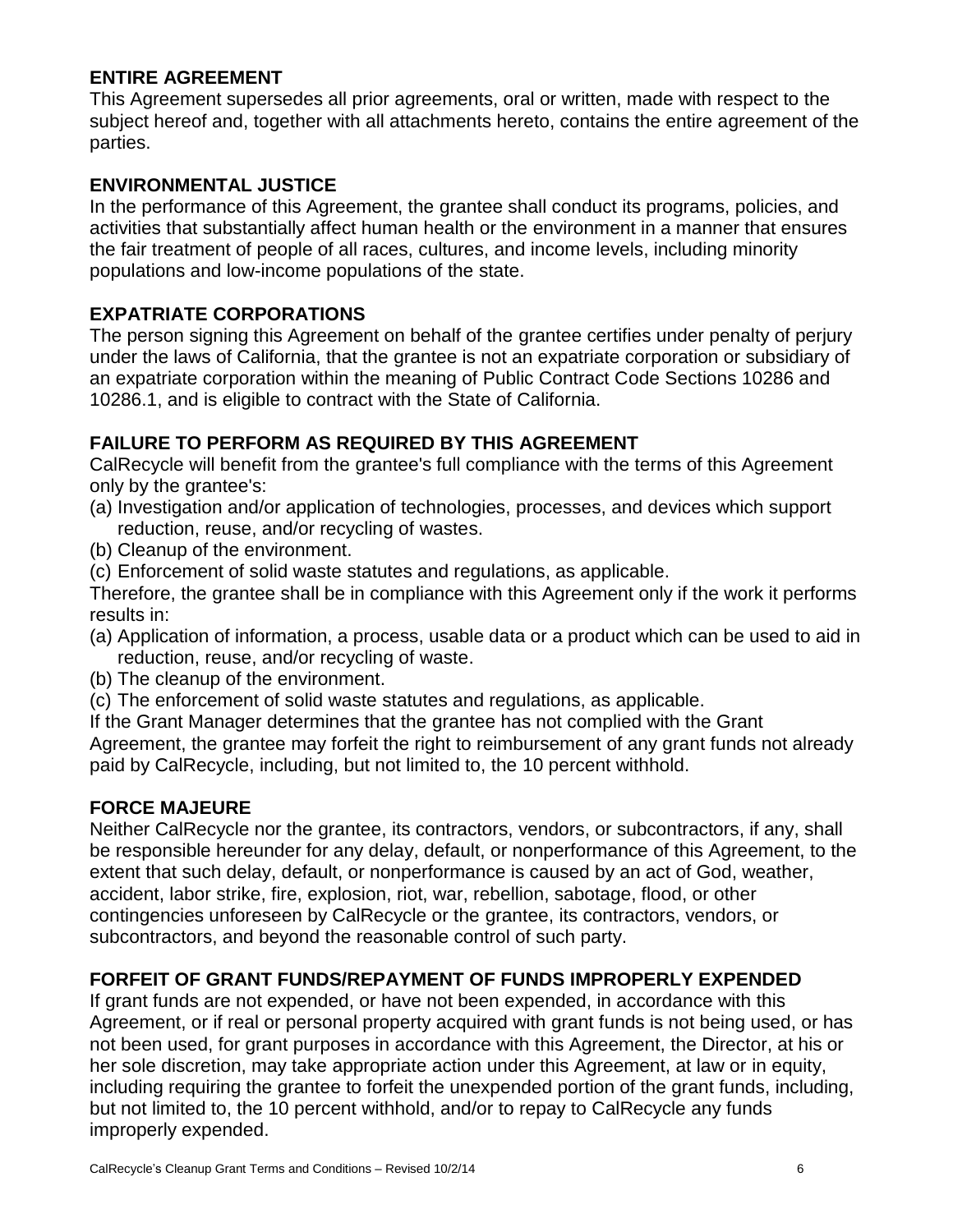## ENTIRE AGREEMENT

This Agreement supersedes all prior agreements, oral or written, made with respect to the subject hereof and, together with all attachments hereto, contains the entire agreement of the parties.

## ENVIRONMENTAL JUSTICE

In the performance of this Agreement, the grantee shall conduct its programs, policies, and activities that substantially affect human health or the environment in a manner that ensures the fair treatment of people of all races, cultures, and income levels, including minority populations and low-income populations of the state.

## EXPATRIATE CORPORATIONS

The person signing this Agreement on behalf of the grantee certifies under penalty of perjury under the laws of California, that the grantee is not an expatriate corporation or subsidiary of an expatriate corporation within the meaning of Public Contract Code Sections 10286 and 10286.1, and is eligible to contract with the State of California.

## FAILURE TO PERFORM AS REQUIRED BY THIS AGREEMENT

CalRecycle will benefit from the grantee's full compliance with the terms of this Agreement only by the grantee's:

(a) Investigation and/or application of technologies, processes, and devices which support reduction, reuse, and/or recycling of wastes.
(b) Cleanup of the environment.
(c) Enforcement of solid waste statutes and regulations, as applicable.

Therefore, the grantee shall be in compliance with this Agreement only if the work it performs results in:

(a) Application of information, a process, usable data or a product which can be used to aid in reduction, reuse, and/or recycling of waste.
(b) The cleanup of the environment.
(c) The enforcement of solid waste statutes and regulations, as applicable.

If the Grant Manager determines that the grantee has not complied with the Grant Agreement, the grantee may forfeit the right to reimbursement of any grant funds not already paid by CalRecycle, including, but not limited to, the 10 percent withhold.

## FORCE MAJEURE

Neither CalRecycle nor the grantee, its contractors, vendors, or subcontractors, if any, shall be responsible hereunder for any delay, default, or nonperformance of this Agreement, to the extent that such delay, default, or nonperformance is caused by an act of God, weather, accident, labor strike, fire, explosion, riot, war, rebellion, sabotage, flood, or other contingencies unforeseen by CalRecycle or the grantee, its contractors, vendors, or subcontractors, and beyond the reasonable control of such party.

## FORFEIT OF GRANT FUNDS/REPAYMENT OF FUNDS IMPROPERLY EXPENDED

If grant funds are not expended, or have not been expended, in accordance with this Agreement, or if real or personal property acquired with grant funds is not being used, or has not been used, for grant purposes in accordance with this Agreement, the Director, at his or her sole discretion, may take appropriate action under this Agreement, at law or in equity, including requiring the grantee to forfeit the unexpended portion of the grant funds, including, but not limited to, the 10 percent withhold, and/or to repay to CalRecycle any funds improperly expended.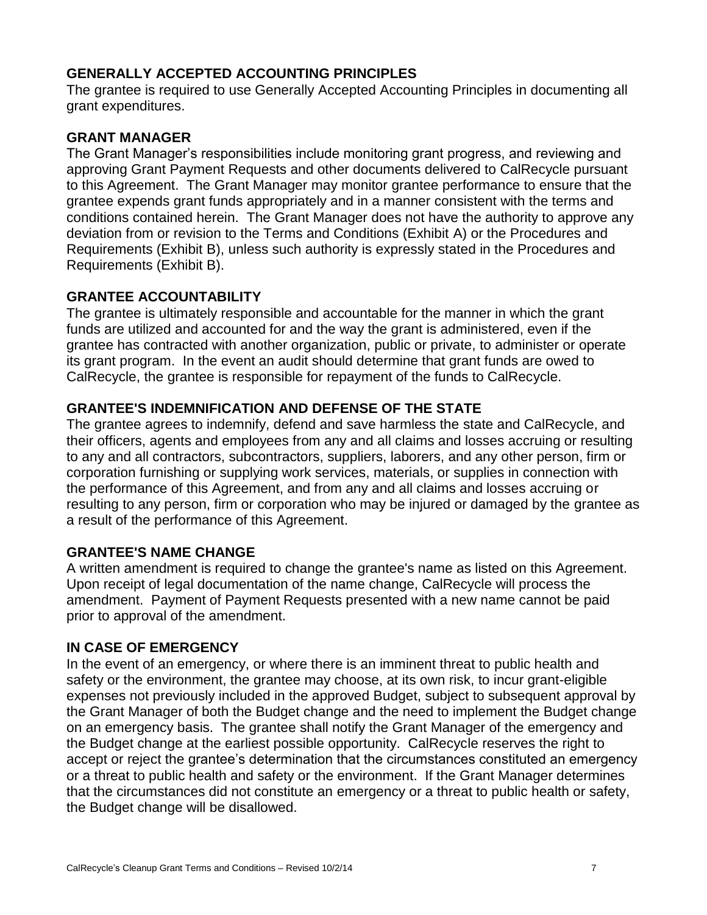## GENERALLY ACCEPTED ACCOUNTING PRINCIPLES

The grantee is required to use Generally Accepted Accounting Principles in documenting all grant expenditures.

## GRANT MANAGER

The Grant Manager's responsibilities include monitoring grant progress, and reviewing and approving Grant Payment Requests and other documents delivered to CalRecycle pursuant to this Agreement. The Grant Manager may monitor grantee performance to ensure that the grantee expends grant funds appropriately and in a manner consistent with the terms and conditions contained herein. The Grant Manager does not have the authority to approve any deviation from or revision to the Terms and Conditions (Exhibit A) or the Procedures and Requirements (Exhibit B), unless such authority is expressly stated in the Procedures and Requirements (Exhibit B).

## GRANTEE ACCOUNTABILITY

The grantee is ultimately responsible and accountable for the manner in which the grant funds are utilized and accounted for and the way the grant is administered, even if the grantee has contracted with another organization, public or private, to administer or operate its grant program. In the event an audit should determine that grant funds are owed to CalRecycle, the grantee is responsible for repayment of the funds to CalRecycle.

## GRANTEE'S INDEMNIFICATION AND DEFENSE OF THE STATE

The grantee agrees to indemnify, defend and save harmless the state and CalRecycle, and their officers, agents and employees from any and all claims and losses accruing or resulting to any and all contractors, subcontractors, suppliers, laborers, and any other person, firm or corporation furnishing or supplying work services, materials, or supplies in connection with the performance of this Agreement, and from any and all claims and losses accruing or resulting to any person, firm or corporation who may be injured or damaged by the grantee as a result of the performance of this Agreement.

## GRANTEE'S NAME CHANGE

A written amendment is required to change the grantee's name as listed on this Agreement. Upon receipt of legal documentation of the name change, CalRecycle will process the amendment. Payment of Payment Requests presented with a new name cannot be paid prior to approval of the amendment.

## IN CASE OF EMERGENCY

In the event of an emergency, or where there is an imminent threat to public health and safety or the environment, the grantee may choose, at its own risk, to incur grant-eligible expenses not previously included in the approved Budget, subject to subsequent approval by the Grant Manager of both the Budget change and the need to implement the Budget change on an emergency basis. The grantee shall notify the Grant Manager of the emergency and the Budget change at the earliest possible opportunity. CalRecycle reserves the right to accept or reject the grantee's determination that the circumstances constituted an emergency or a threat to public health and safety or the environment. If the Grant Manager determines that the circumstances did not constitute an emergency or a threat to public health or safety, the Budget change will be disallowed.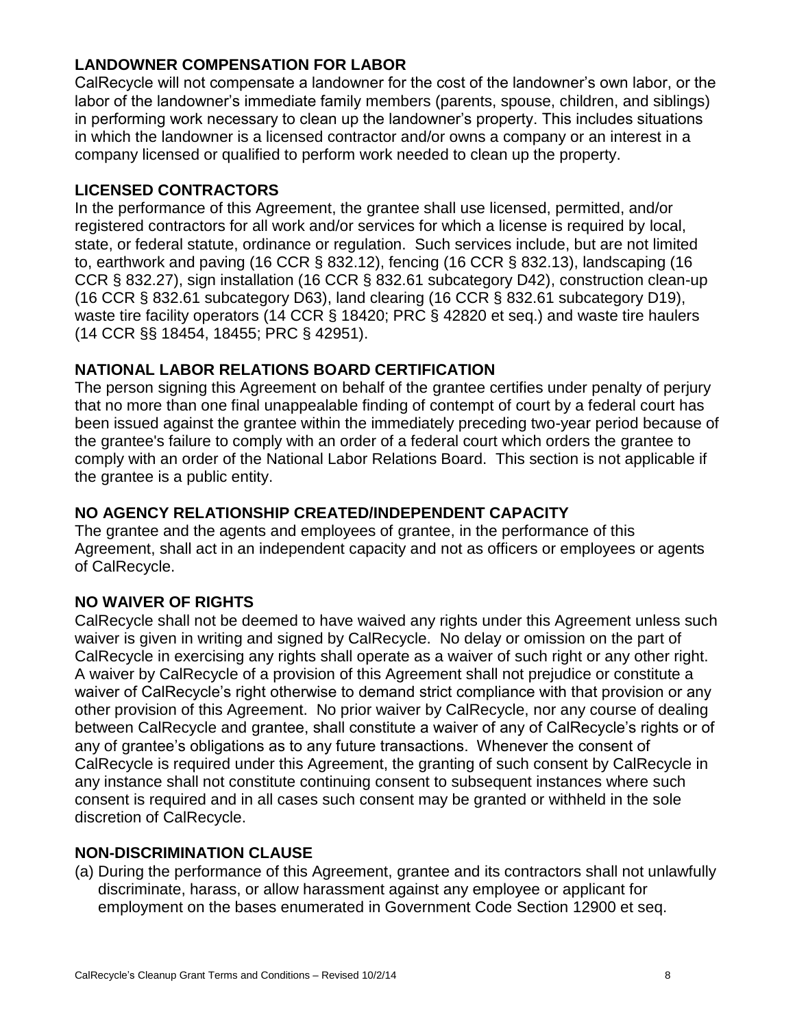### LANDOWNER COMPENSATION FOR LABOR

CalRecycle will not compensate a landowner for the cost of the landowner's own labor, or the labor of the landowner's immediate family members (parents, spouse, children, and siblings) in performing work necessary to clean up the landowner's property. This includes situations in which the landowner is a licensed contractor and/or owns a company or an interest in a company licensed or qualified to perform work needed to clean up the property.

### LICENSED CONTRACTORS

In the performance of this Agreement, the grantee shall use licensed, permitted, and/or registered contractors for all work and/or services for which a license is required by local, state, or federal statute, ordinance or regulation. Such services include, but are not limited to, earthwork and paving (16 CCR § 832.12), fencing (16 CCR § 832.13), landscaping (16 CCR § 832.27), sign installation (16 CCR § 832.61 subcategory D42), construction clean-up (16 CCR § 832.61 subcategory D63), land clearing (16 CCR § 832.61 subcategory D19), waste tire facility operators (14 CCR § 18420; PRC § 42820 et seq.) and waste tire haulers (14 CCR §§ 18454, 18455; PRC § 42951).

### NATIONAL LABOR RELATIONS BOARD CERTIFICATION

The person signing this Agreement on behalf of the grantee certifies under penalty of perjury that no more than one final unappealable finding of contempt of court by a federal court has been issued against the grantee within the immediately preceding two-year period because of the grantee's failure to comply with an order of a federal court which orders the grantee to comply with an order of the National Labor Relations Board. This section is not applicable if the grantee is a public entity.

### NO AGENCY RELATIONSHIP CREATED/INDEPENDENT CAPACITY

The grantee and the agents and employees of grantee, in the performance of this Agreement, shall act in an independent capacity and not as officers or employees or agents of CalRecycle.

### NO WAIVER OF RIGHTS

CalRecycle shall not be deemed to have waived any rights under this Agreement unless such waiver is given in writing and signed by CalRecycle. No delay or omission on the part of CalRecycle in exercising any rights shall operate as a waiver of such right or any other right. A waiver by CalRecycle of a provision of this Agreement shall not prejudice or constitute a waiver of CalRecycle's right otherwise to demand strict compliance with that provision or any other provision of this Agreement. No prior waiver by CalRecycle, nor any course of dealing between CalRecycle and grantee, shall constitute a waiver of any of CalRecycle's rights or of any of grantee's obligations as to any future transactions. Whenever the consent of CalRecycle is required under this Agreement, the granting of such consent by CalRecycle in any instance shall not constitute continuing consent to subsequent instances where such consent is required and in all cases such consent may be granted or withheld in the sole discretion of CalRecycle.

### NON-DISCRIMINATION CLAUSE

(a) During the performance of this Agreement, grantee and its contractors shall not unlawfully discriminate, harass, or allow harassment against any employee or applicant for employment on the bases enumerated in Government Code Section 12900 et seq.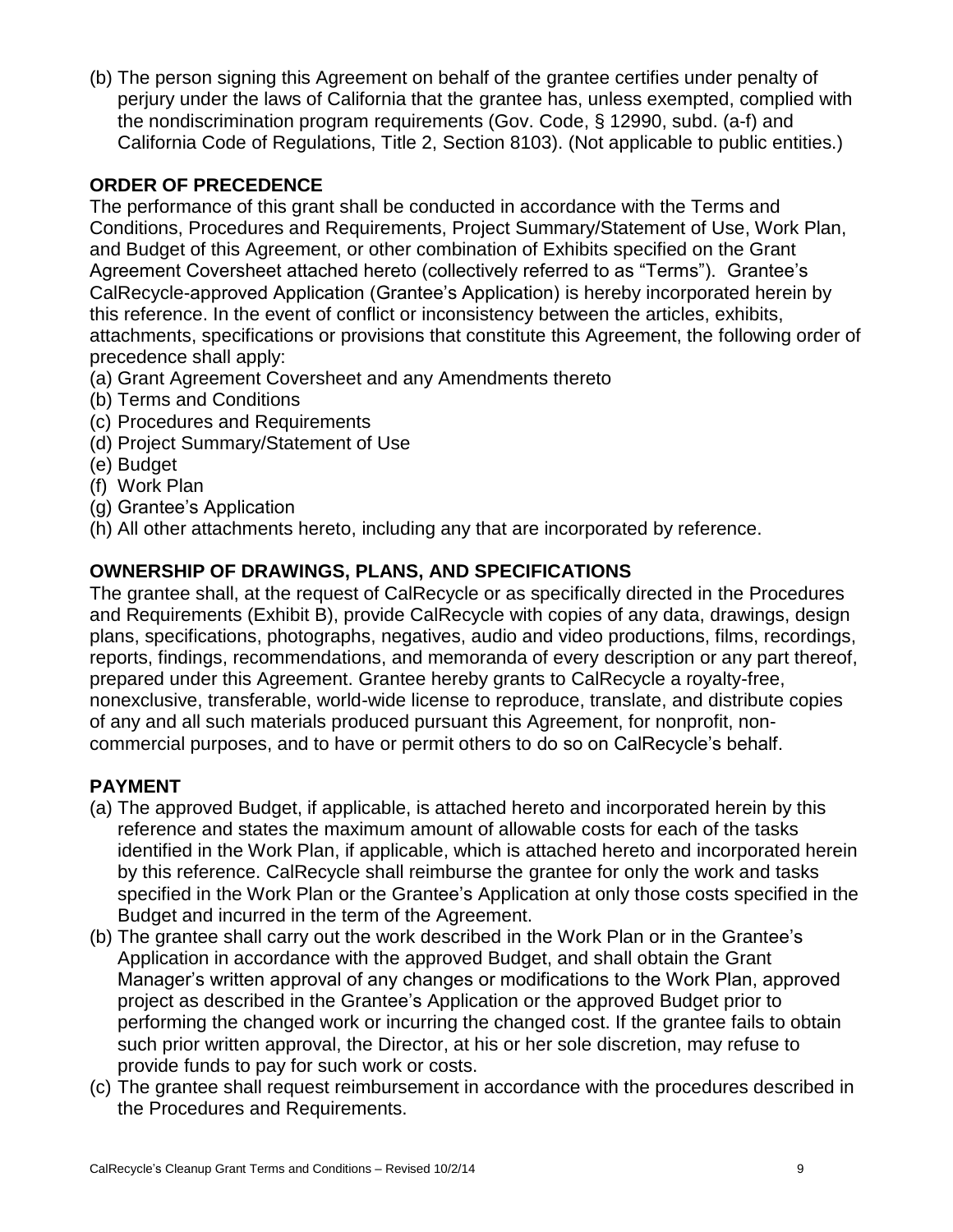(b) The person signing this Agreement on behalf of the grantee certifies under penalty of perjury under the laws of California that the grantee has, unless exempted, complied with the nondiscrimination program requirements (Gov. Code, § 12990, subd. (a-f) and California Code of Regulations, Title 2, Section 8103). (Not applicable to public entities.)

**ORDER OF PRECEDENCE**

The performance of this grant shall be conducted in accordance with the Terms and Conditions, Procedures and Requirements, Project Summary/Statement of Use, Work Plan, and Budget of this Agreement, or other combination of Exhibits specified on the Grant Agreement Coversheet attached hereto (collectively referred to as "Terms"). Grantee's CalRecycle-approved Application (Grantee's Application) is hereby incorporated herein by this reference. In the event of conflict or inconsistency between the articles, exhibits, attachments, specifications or provisions that constitute this Agreement, the following order of precedence shall apply:

(a) Grant Agreement Coversheet and any Amendments thereto
(b) Terms and Conditions
(c) Procedures and Requirements
(d) Project Summary/Statement of Use
(e) Budget
(f) Work Plan
(g) Grantee's Application
(h) All other attachments hereto, including any that are incorporated by reference.

**OWNERSHIP OF DRAWINGS, PLANS, AND SPECIFICATIONS**

The grantee shall, at the request of CalRecycle or as specifically directed in the Procedures and Requirements (Exhibit B), provide CalRecycle with copies of any data, drawings, design plans, specifications, photographs, negatives, audio and video productions, films, recordings, reports, findings, recommendations, and memoranda of every description or any part thereof, prepared under this Agreement. Grantee hereby grants to CalRecycle a royalty-free, nonexclusive, transferable, world-wide license to reproduce, translate, and distribute copies of any and all such materials produced pursuant this Agreement, for nonprofit, non-commercial purposes, and to have or permit others to do so on CalRecycle's behalf.

**PAYMENT**

(a) The approved Budget, if applicable, is attached hereto and incorporated herein by this reference and states the maximum amount of allowable costs for each of the tasks identified in the Work Plan, if applicable, which is attached hereto and incorporated herein by this reference. CalRecycle shall reimburse the grantee for only the work and tasks specified in the Work Plan or the Grantee's Application at only those costs specified in the Budget and incurred in the term of the Agreement.

(b) The grantee shall carry out the work described in the Work Plan or in the Grantee's Application in accordance with the approved Budget, and shall obtain the Grant Manager's written approval of any changes or modifications to the Work Plan, approved project as described in the Grantee's Application or the approved Budget prior to performing the changed work or incurring the changed cost. If the grantee fails to obtain such prior written approval, the Director, at his or her sole discretion, may refuse to provide funds to pay for such work or costs.

(c) The grantee shall request reimbursement in accordance with the procedures described in the Procedures and Requirements.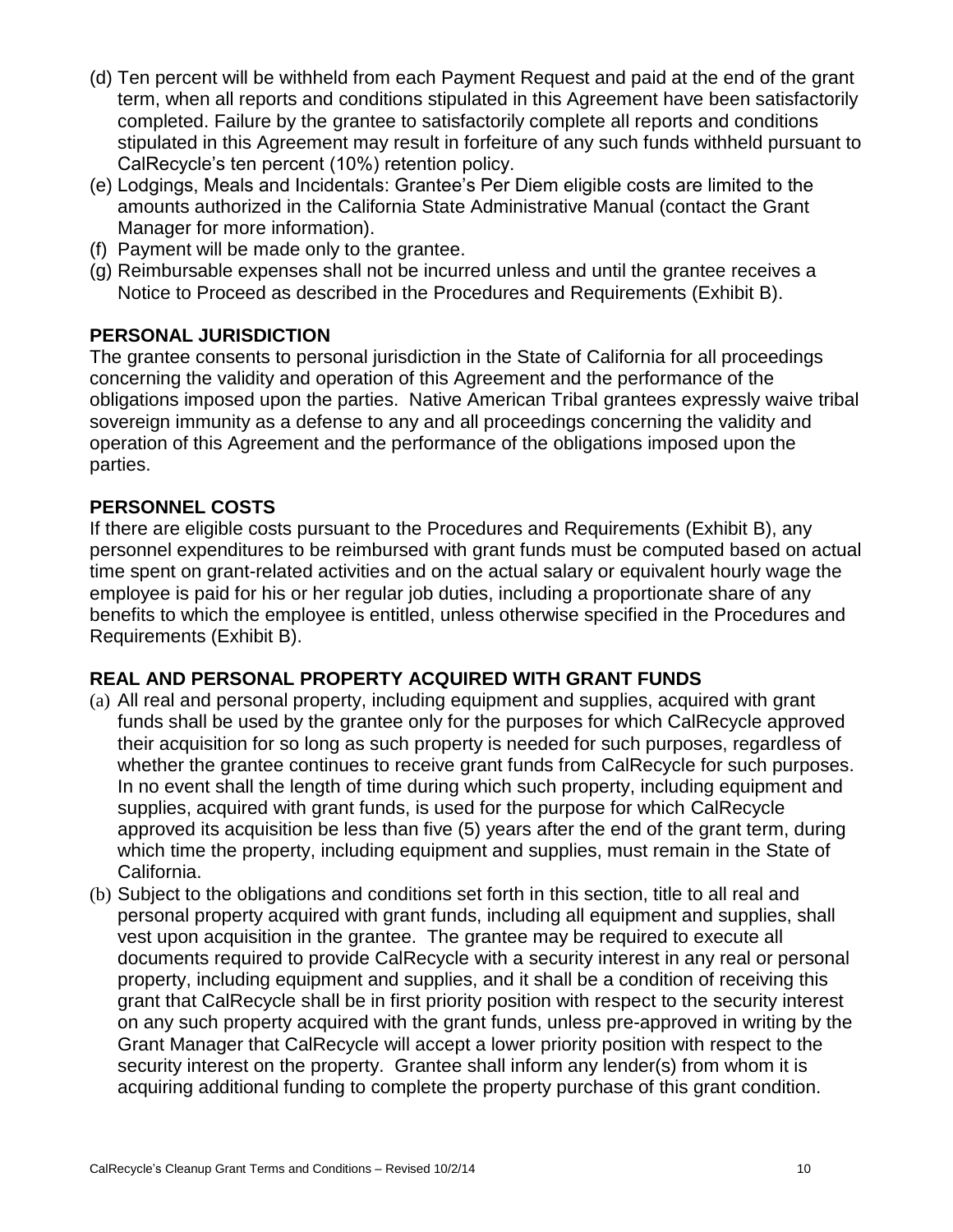(d) Ten percent will be withheld from each Payment Request and paid at the end of the grant term, when all reports and conditions stipulated in this Agreement have been satisfactorily completed. Failure by the grantee to satisfactorily complete all reports and conditions stipulated in this Agreement may result in forfeiture of any such funds withheld pursuant to CalRecycle's ten percent (10%) retention policy.

(e) Lodgings, Meals and Incidentals: Grantee's Per Diem eligible costs are limited to the amounts authorized in the California State Administrative Manual (contact the Grant Manager for more information).

(f) Payment will be made only to the grantee.

(g) Reimbursable expenses shall not be incurred unless and until the grantee receives a Notice to Proceed as described in the Procedures and Requirements (Exhibit B).

## PERSONAL JURISDICTION

The grantee consents to personal jurisdiction in the State of California for all proceedings concerning the validity and operation of this Agreement and the performance of the obligations imposed upon the parties. Native American Tribal grantees expressly waive tribal sovereign immunity as a defense to any and all proceedings concerning the validity and operation of this Agreement and the performance of the obligations imposed upon the parties.

## PERSONNEL COSTS

If there are eligible costs pursuant to the Procedures and Requirements (Exhibit B), any personnel expenditures to be reimbursed with grant funds must be computed based on actual time spent on grant-related activities and on the actual salary or equivalent hourly wage the employee is paid for his or her regular job duties, including a proportionate share of any benefits to which the employee is entitled, unless otherwise specified in the Procedures and Requirements (Exhibit B).

## REAL AND PERSONAL PROPERTY ACQUIRED WITH GRANT FUNDS

(a) All real and personal property, including equipment and supplies, acquired with grant funds shall be used by the grantee only for the purposes for which CalRecycle approved their acquisition for so long as such property is needed for such purposes, regardless of whether the grantee continues to receive grant funds from CalRecycle for such purposes. In no event shall the length of time during which such property, including equipment and supplies, acquired with grant funds, is used for the purpose for which CalRecycle approved its acquisition be less than five (5) years after the end of the grant term, during which time the property, including equipment and supplies, must remain in the State of California.

(b) Subject to the obligations and conditions set forth in this section, title to all real and personal property acquired with grant funds, including all equipment and supplies, shall vest upon acquisition in the grantee. The grantee may be required to execute all documents required to provide CalRecycle with a security interest in any real or personal property, including equipment and supplies, and it shall be a condition of receiving this grant that CalRecycle shall be in first priority position with respect to the security interest on any such property acquired with the grant funds, unless pre-approved in writing by the Grant Manager that CalRecycle will accept a lower priority position with respect to the security interest on the property. Grantee shall inform any lender(s) from whom it is acquiring additional funding to complete the property purchase of this grant condition.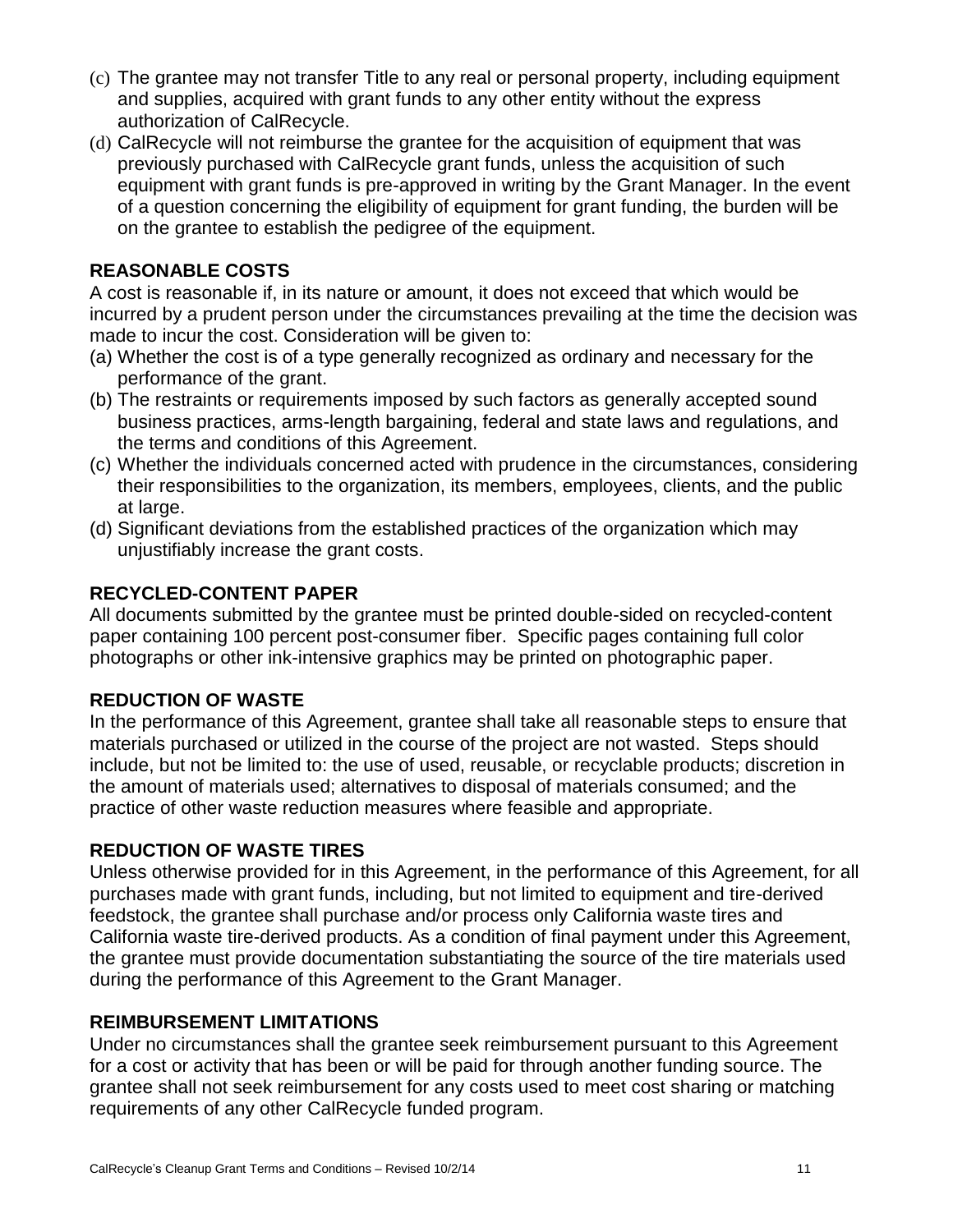(c) The grantee may not transfer Title to any real or personal property, including equipment and supplies, acquired with grant funds to any other entity without the express authorization of CalRecycle.

(d) CalRecycle will not reimburse the grantee for the acquisition of equipment that was previously purchased with CalRecycle grant funds, unless the acquisition of such equipment with grant funds is pre-approved in writing by the Grant Manager. In the event of a question concerning the eligibility of equipment for grant funding, the burden will be on the grantee to establish the pedigree of the equipment.

## REASONABLE COSTS

A cost is reasonable if, in its nature or amount, it does not exceed that which would be incurred by a prudent person under the circumstances prevailing at the time the decision was made to incur the cost. Consideration will be given to:

(a) Whether the cost is of a type generally recognized as ordinary and necessary for the performance of the grant.

(b) The restraints or requirements imposed by such factors as generally accepted sound business practices, arms-length bargaining, federal and state laws and regulations, and the terms and conditions of this Agreement.

(c) Whether the individuals concerned acted with prudence in the circumstances, considering their responsibilities to the organization, its members, employees, clients, and the public at large.

(d) Significant deviations from the established practices of the organization which may unjustifiably increase the grant costs.

## RECYCLED-CONTENT PAPER

All documents submitted by the grantee must be printed double-sided on recycled-content paper containing 100 percent post-consumer fiber. Specific pages containing full color photographs or other ink-intensive graphics may be printed on photographic paper.

## REDUCTION OF WASTE

In the performance of this Agreement, grantee shall take all reasonable steps to ensure that materials purchased or utilized in the course of the project are not wasted. Steps should include, but not be limited to: the use of used, reusable, or recyclable products; discretion in the amount of materials used; alternatives to disposal of materials consumed; and the practice of other waste reduction measures where feasible and appropriate.

## REDUCTION OF WASTE TIRES

Unless otherwise provided for in this Agreement, in the performance of this Agreement, for all purchases made with grant funds, including, but not limited to equipment and tire-derived feedstock, the grantee shall purchase and/or process only California waste tires and California waste tire-derived products. As a condition of final payment under this Agreement, the grantee must provide documentation substantiating the source of the tire materials used during the performance of this Agreement to the Grant Manager.

## REIMBURSEMENT LIMITATIONS

Under no circumstances shall the grantee seek reimbursement pursuant to this Agreement for a cost or activity that has been or will be paid for through another funding source. The grantee shall not seek reimbursement for any costs used to meet cost sharing or matching requirements of any other CalRecycle funded program.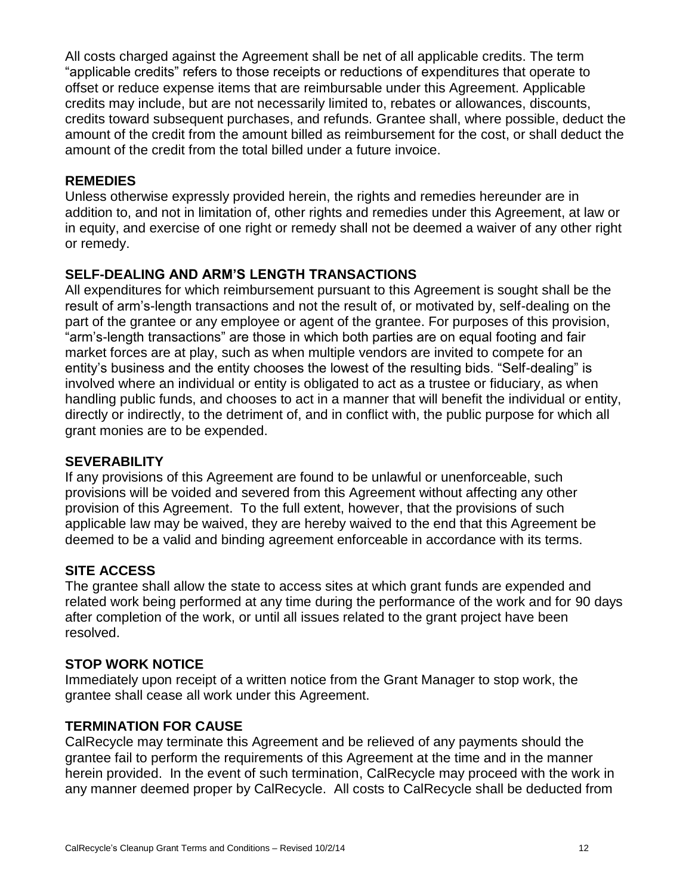All costs charged against the Agreement shall be net of all applicable credits. The term "applicable credits" refers to those receipts or reductions of expenditures that operate to offset or reduce expense items that are reimbursable under this Agreement. Applicable credits may include, but are not necessarily limited to, rebates or allowances, discounts, credits toward subsequent purchases, and refunds. Grantee shall, where possible, deduct the amount of the credit from the amount billed as reimbursement for the cost, or shall deduct the amount of the credit from the total billed under a future invoice.

## REMEDIES

Unless otherwise expressly provided herein, the rights and remedies hereunder are in addition to, and not in limitation of, other rights and remedies under this Agreement, at law or in equity, and exercise of one right or remedy shall not be deemed a waiver of any other right or remedy.

## SELF-DEALING AND ARM'S LENGTH TRANSACTIONS

All expenditures for which reimbursement pursuant to this Agreement is sought shall be the result of arm's-length transactions and not the result of, or motivated by, self-dealing on the part of the grantee or any employee or agent of the grantee. For purposes of this provision, "arm's-length transactions" are those in which both parties are on equal footing and fair market forces are at play, such as when multiple vendors are invited to compete for an entity's business and the entity chooses the lowest of the resulting bids. "Self-dealing" is involved where an individual or entity is obligated to act as a trustee or fiduciary, as when handling public funds, and chooses to act in a manner that will benefit the individual or entity, directly or indirectly, to the detriment of, and in conflict with, the public purpose for which all grant monies are to be expended.

## SEVERABILITY

If any provisions of this Agreement are found to be unlawful or unenforceable, such provisions will be voided and severed from this Agreement without affecting any other provision of this Agreement. To the full extent, however, that the provisions of such applicable law may be waived, they are hereby waived to the end that this Agreement be deemed to be a valid and binding agreement enforceable in accordance with its terms.

## SITE ACCESS

The grantee shall allow the state to access sites at which grant funds are expended and related work being performed at any time during the performance of the work and for 90 days after completion of the work, or until all issues related to the grant project have been resolved.

## STOP WORK NOTICE

Immediately upon receipt of a written notice from the Grant Manager to stop work, the grantee shall cease all work under this Agreement.

## TERMINATION FOR CAUSE

CalRecycle may terminate this Agreement and be relieved of any payments should the grantee fail to perform the requirements of this Agreement at the time and in the manner herein provided. In the event of such termination, CalRecycle may proceed with the work in any manner deemed proper by CalRecycle. All costs to CalRecycle shall be deducted from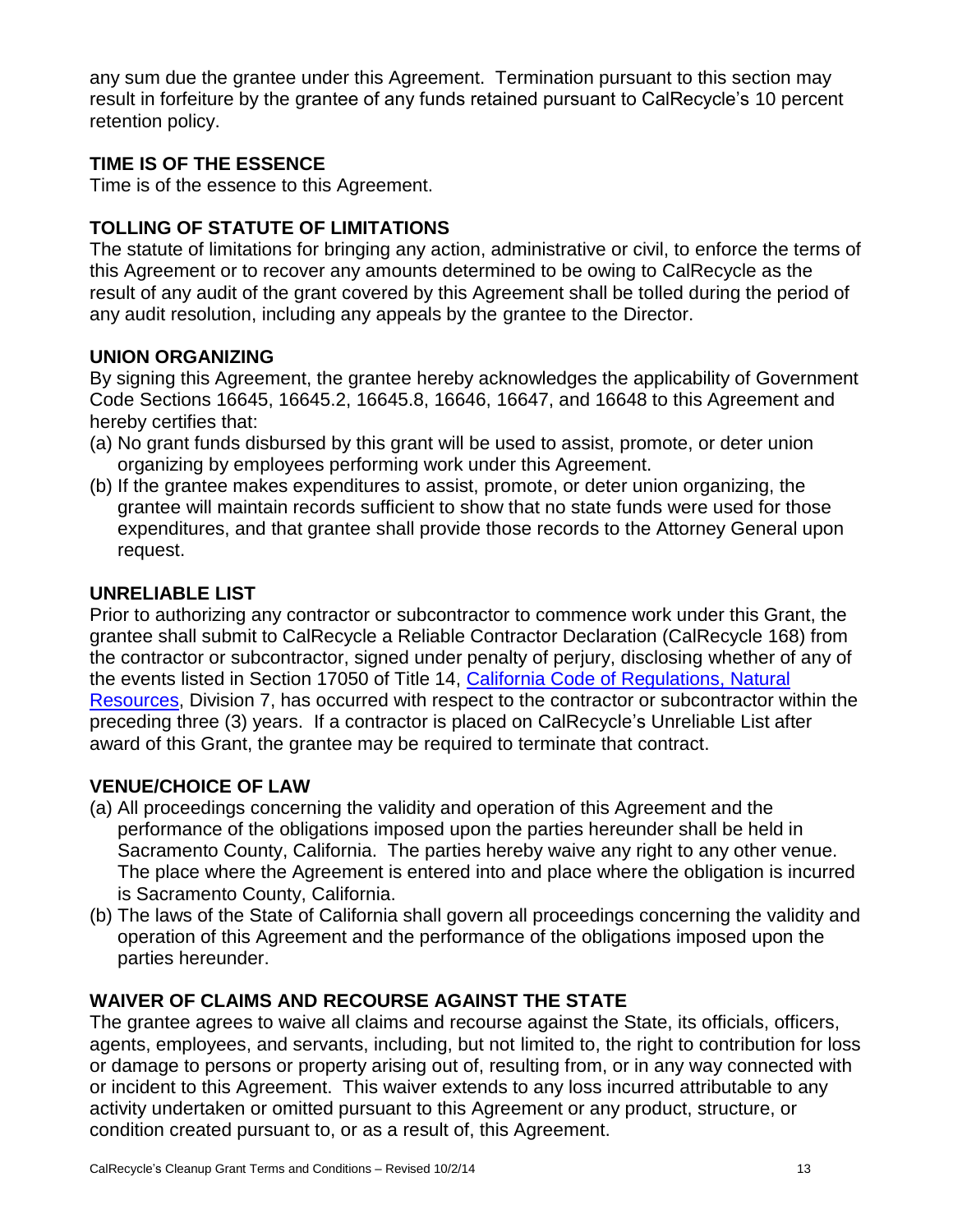any sum due the grantee under this Agreement. Termination pursuant to this section may result in forfeiture by the grantee of any funds retained pursuant to CalRecycle's 10 percent retention policy.

## TIME IS OF THE ESSENCE

Time is of the essence to this Agreement.

## TOLLING OF STATUTE OF LIMITATIONS

The statute of limitations for bringing any action, administrative or civil, to enforce the terms of this Agreement or to recover any amounts determined to be owing to CalRecycle as the result of any audit of the grant covered by this Agreement shall be tolled during the period of any audit resolution, including any appeals by the grantee to the Director.

## UNION ORGANIZING

By signing this Agreement, the grantee hereby acknowledges the applicability of Government Code Sections 16645, 16645.2, 16645.8, 16646, 16647, and 16648 to this Agreement and hereby certifies that:

(a) No grant funds disbursed by this grant will be used to assist, promote, or deter union organizing by employees performing work under this Agreement.

(b) If the grantee makes expenditures to assist, promote, or deter union organizing, the grantee will maintain records sufficient to show that no state funds were used for those expenditures, and that grantee shall provide those records to the Attorney General upon request.

## UNRELIABLE LIST

Prior to authorizing any contractor or subcontractor to commence work under this Grant, the grantee shall submit to CalRecycle a Reliable Contractor Declaration (CalRecycle 168) from the contractor or subcontractor, signed under penalty of perjury, disclosing whether of any of the events listed in Section 17050 of Title 14, California Code of Regulations, Natural Resources, Division 7, has occurred with respect to the contractor or subcontractor within the preceding three (3) years. If a contractor is placed on CalRecycle's Unreliable List after award of this Grant, the grantee may be required to terminate that contract.

## VENUE/CHOICE OF LAW

(a) All proceedings concerning the validity and operation of this Agreement and the performance of the obligations imposed upon the parties hereunder shall be held in Sacramento County, California. The parties hereby waive any right to any other venue. The place where the Agreement is entered into and place where the obligation is incurred is Sacramento County, California.

(b) The laws of the State of California shall govern all proceedings concerning the validity and operation of this Agreement and the performance of the obligations imposed upon the parties hereunder.

## WAIVER OF CLAIMS AND RECOURSE AGAINST THE STATE

The grantee agrees to waive all claims and recourse against the State, its officials, officers, agents, employees, and servants, including, but not limited to, the right to contribution for loss or damage to persons or property arising out of, resulting from, or in any way connected with or incident to this Agreement. This waiver extends to any loss incurred attributable to any activity undertaken or omitted pursuant to this Agreement or any product, structure, or condition created pursuant to, or as a result of, this Agreement.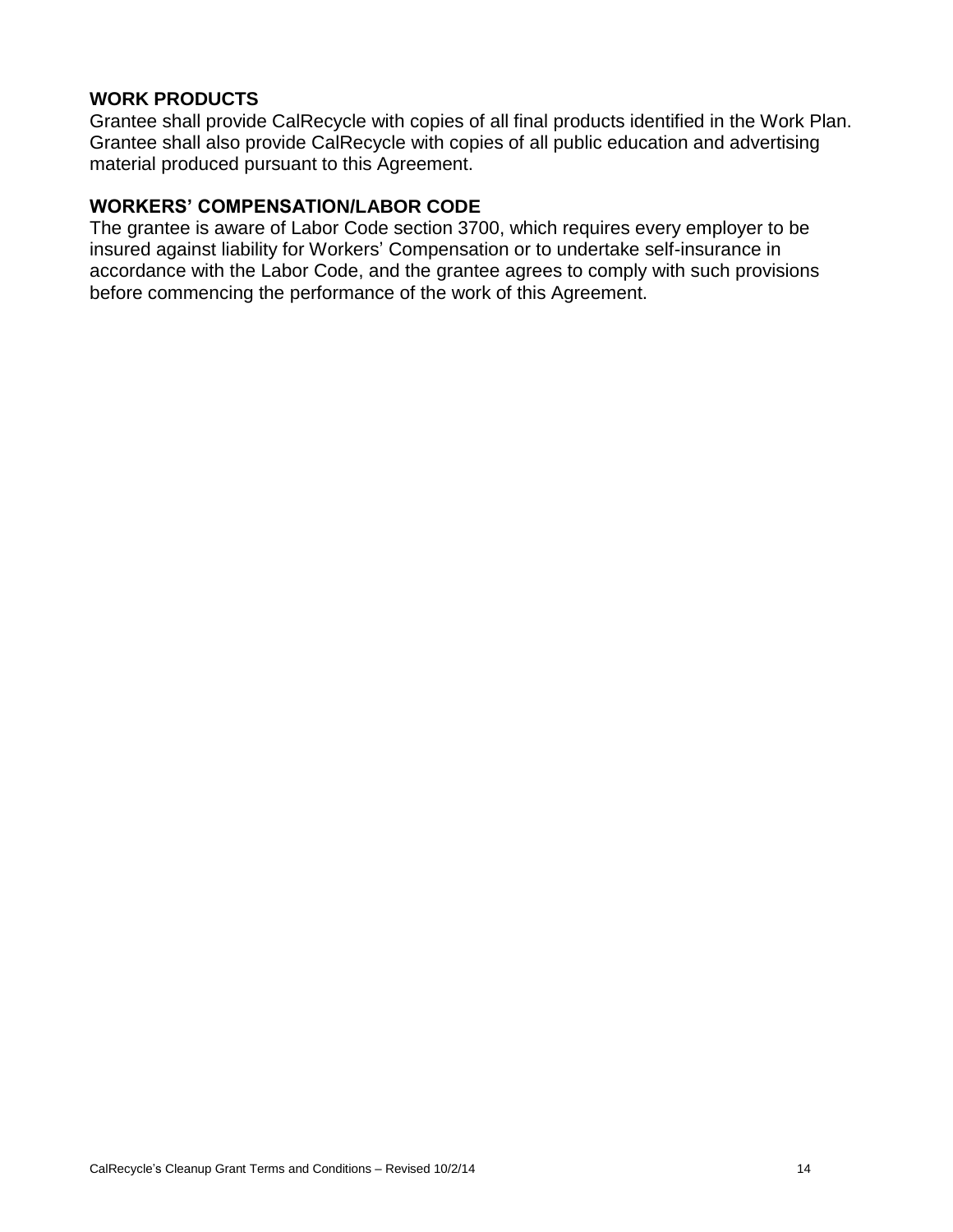## WORK PRODUCTS

Grantee shall provide CalRecycle with copies of all final products identified in the Work Plan. Grantee shall also provide CalRecycle with copies of all public education and advertising material produced pursuant to this Agreement.

## WORKERS' COMPENSATION/LABOR CODE

The grantee is aware of Labor Code section 3700, which requires every employer to be insured against liability for Workers' Compensation or to undertake self-insurance in accordance with the Labor Code, and the grantee agrees to comply with such provisions before commencing the performance of the work of this Agreement.